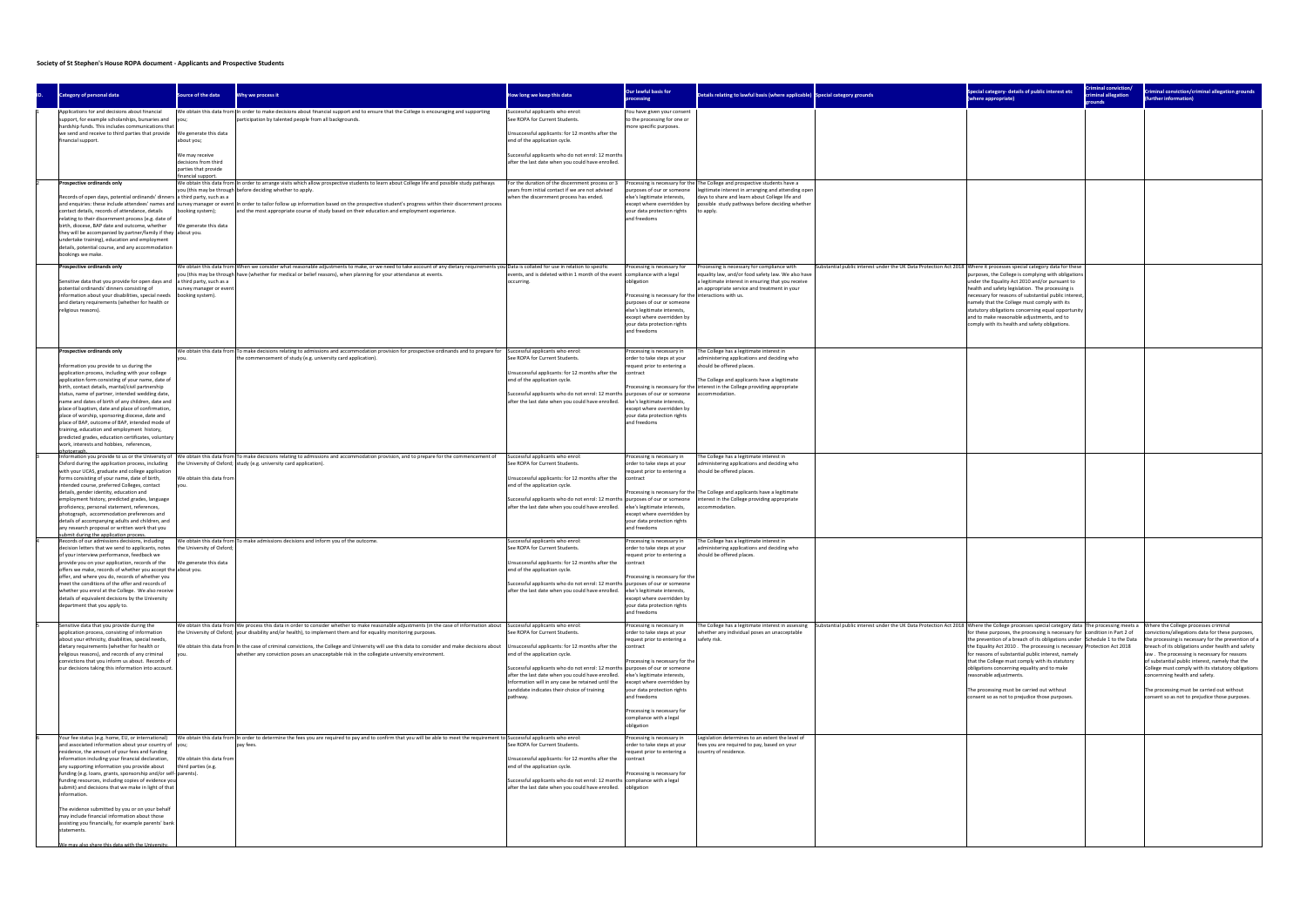**Society of St Stephen's House ROPA document - Applicants and Prospective Students**

| ID. | Category of personal data | Source of the data | Why we process it | How long we keep this data | Our lawful basis for processing | Details relating to lawful basis (where applicable) | Special category grounds | Special category- details of public interest etc (where appropriate) | Criminal conviction/ criminal allegation grounds | Criminal conviction/criminal allegation grounds (further information) |
|---|---|---|---|---|---|---|---|---|---|---|
| 1 | Applications for and decisions about financial support, for example scholarships, bursaries and hardship funds. This includes communications that we send and receive to third parties that provide financial support. | We obtain this data from you; We generate this data about you; We may receive decisions from third parties that provide financial support. | In order to make decisions about financial support and to ensure that the College is encouraging and supporting participation by talented people from all backgrounds. | Successful applicants who enrol: See ROPA for Current Students. Unsuccessful applicants: for 12 months after the end of the application cycle. Successful applicants who do not enrol: 12 months after the last date when you could have enrolled. | You have given your consent to the processing for one or more specific purposes. | | | | | |
| 2 | **Prospective ordinands only** Records of open days, potential ordinands' dinners and enquiries: these include attendees' names and contact details, records of attendance, details relating to their discernment process (e.g. date of birth, diocese, BAP date and outcome, whether they will be accompanied by partner/family if they undertake training), education and employment details, potential course, and any accommodation bookings we make. | We obtain this data from you (this may be through a third party, such as a survey manager or event booking system); We generate this data about you. | In order to arrange visits which allow prospective students to learn about College life and possible study pathways before deciding whether to apply. In order to tailor follow up information based on the prospective student's progress within their discernment process and the most appropriate course of study based on their education and employment experience. | For the duration of the discernment process or 3 years from initial contact if we are not advised when the discernment process has ended. | Processing is necessary for the purposes of our or someone else's legitimate interests, except where overridden by your data protection rights and freedoms | The College and prospective students have a legitimate interest in arranging and attending open days to share and learn about College life and possible study pathways before deciding whether to apply. | | | | |
| | **Prospective ordinands only** Sensitive data that you provide for open days and potential ordinands' dinners consisting of information about your disabilities, special needs and dietary requirements (whether for health or religious reasons). | We obtain this data from you (this may be through a third party, such as a survey manager or event booking system). | When we consider what reasonable adjustments to make, or we need to take account of any dietary requirements you have (whether for medical or belief reasons), when planning for your attendance at events. | Data is collated for use in relation to specific events, and is deleted within 1 month of the event occurring. | Processing is necessary for compliance with a legal obligation Processing is necessary for the purposes of our or someone else's legitimate interests, except where overridden by your data protection rights and freedoms | Processing is necessary for compliance with equality law, and/or food safety law. We also have a legitimate interest in ensuring that you receive an appropriate service and treatment in your interactions with us. | Substantial public interest under the UK Data Protection Act 2018 | Where it processes special category data for these purposes, the College is complying with obligations under the Equality Act 2010 and/or pursuant to health and safety legislation. The processing is necessary for reasons of substantial public interest, namely that the College must comply with its statutory obligations concerning equal opportunity and to make reasonable adjustments, and to comply with its health and safety obligations. | | |
| | **Prospective ordinands only** Information you provide to us during the application process, including with your college application form consisting of your name, date of birth, contact details, marital/civil partnership status, name of partner, intended wedding date, name and dates of birth of any children, date and place of baptism, date and place of confirmation, place of worship, sponsoring diocese, date and place of BAP, outcome of BAP, intended mode of training, education and employment history, predicted grades, education certificates, voluntary work, interests and hobbies, references, photograph. | We obtain this data from you. | To make decisions relating to admissions and accommodation provision for prospective ordinands and to prepare for the commencement of study (e.g. university card application). | Successful applicants who enrol: See ROPA for Current Students. Unsuccessful applicants: for 12 months after the end of the application cycle. Successful applicants who do not enrol: 12 months after the last date when you could have enrolled. | Processing is necessary in order to take steps at your request prior to entering a contract Processing is necessary for the purposes of our or someone else's legitimate interests, except where overridden by your data protection rights and freedoms | The College has a legitimate interest in administering applications and deciding who should be offered places. The College and applicants have a legitimate interest in the College providing appropriate accommodation. | | | | |
| 3 | Information you provide to us or the University of Oxford during the application process, including with your UCAS, graduate and college application forms consisting of your name, date of birth, intended course, preferred Colleges, contact details, gender identity, education and employment history, predicted grades, language proficiency, personal statement, references, photograph, accommodation preferences and details of accompanying adults and children, and any research proposal or written work that you submit during the application process. | We obtain this data from the University of Oxford; We obtain this data from you. | To make decisions relating to admissions and accommodation provision, and to prepare for the commencement of study (e.g. university card application). | Successful applicants who enrol: See ROPA for Current Students. Unsuccessful applicants: for 12 months after the end of the application cycle. Successful applicants who do not enrol: 12 months after the last date when you could have enrolled. | Processing is necessary in order to take steps at your request prior to entering a contract Processing is necessary for the purposes of our or someone else's legitimate interests, except where overridden by your data protection rights and freedoms | The College has a legitimate interest in administering applications and deciding who should be offered places. The College and applicants have a legitimate interest in the College providing appropriate accommodation. | | | | |
| 4 | Records of our admissions decisions, including decision letters that we send to applicants, notes of your interview performance, feedback we provide you on your application, records of the offers we make, records of whether you accept the offer, and where you do, records of whether you meet the conditions of the offer and records of whether you enrol at the College. We also receive details of equivalent decisions by the University department that you apply to. | We obtain this data from the University of Oxford; We generate this data about you. | To make admissions decisions and inform you of the outcome. | Successful applicants who enrol: See ROPA for Current Students. Unsuccessful applicants: for 12 months after the end of the application cycle. Successful applicants who do not enrol: 12 months after the last date when you could have enrolled. | Processing is necessary in order to take steps at your request prior to entering a contract Processing is necessary for the purposes of our or someone else's legitimate interests, except where overridden by your data protection rights and freedoms | The College has a legitimate interest in administering applications and deciding who should be offered places. | | | | |
| 5 | Sensitive data that you provide during the application process, consisting of information about your ethnicity, disabilities, special needs, dietary requirements (whether for health or religious reasons), and records of any criminal convictions that you inform us about. Records of our decisions taking this information into account. | We obtain this data from the University of Oxford; We obtain this data from you. | We process this data in order to consider whether to make reasonable adjustments (in the case of information about your disability and/or health), to implement them and for equality monitoring purposes. In the case of criminal convictions, the College and University will use this data to consider and make decisions about whether any conviction poses an unacceptable risk in the collegiate university environment. | Successful applicants who enrol: See ROPA for Current Students. Unsuccessful applicants: for 12 months after the end of the application cycle. Successful applicants who do not enrol: 12 months after the last date when you could have enrolled. Information will in any case be retained until the candidate indicates their choice of training pathway. | Processing is necessary in order to take steps at your request prior to entering a contract Processing is necessary for the purposes of our or someone else's legitimate interests, except where overridden by your data protection rights and freedoms Processing is necessary for compliance with a legal obligation | The College has a legitimate interest in assessing whether any individual poses an unacceptable safety risk. | Substantial public interest under the UK Data Protection Act 2018 | Where the College processes special category data for these purposes, the processing is necessary for the prevention of a breach of its obligations under the Equality Act 2010. The processing is necessary for reasons of substantial public interest, namely that the College must comply with its statutory obligations concerning equality and to make reasonable adjustments. The processing must be carried out without consent so as not to prejudice those purposes. | The processing meets a condition in Part 2 of Schedule 1 to the Data Protection Act 2018 | Where the College processes criminal convictions/allegations data for these purposes, the processing is necessary for the prevention of a breach of its obligations under health and safety law. The processing is necessary for reasons of substantial public interest, namely that the College must comply with its statutory obligations concerning health and safety. The processing must be carried out without consent so as not to prejudice those purposes. |
| 6 | Your fee status (e.g. home, EU, or international) and associated information about your country of residence, the amount of your fees and funding information including your financial declaration, any supporting information you provide about funding (e.g. loans, grants, sponsorship and/or self-funding resources, including copies of evidence you submit) and decisions that we make in light of that information. The evidence submitted by you or on your behalf may include financial information about those assisting you financially, for example parents' bank statements. We may also share this data with the University. | We obtain this data from you; We obtain this data from third parties (e.g. parents). | In order to determine the fees you are required to pay and to confirm that you will be able to meet the requirement to pay fees. | Successful applicants who enrol: See ROPA for Current Students. Unsuccessful applicants: for 12 months after the end of the application cycle. Successful applicants who do not enrol: 12 months after the last date when you could have enrolled. | Processing is necessary in order to take steps at your request prior to entering a contract Processing is necessary for compliance with a legal obligation | Legislation determines to an extent the level of fees you are required to pay, based on your country of residence. | | | | |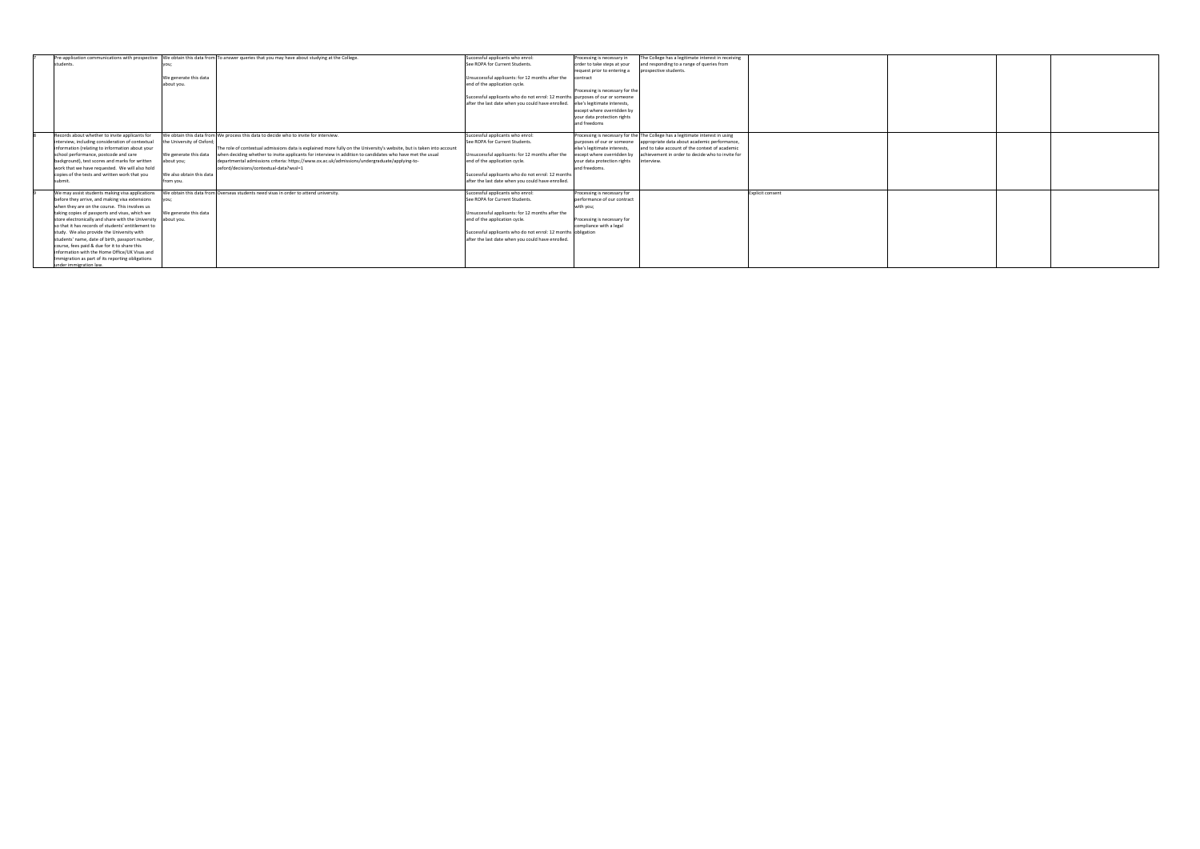| | | | | | | | | | | | |
|---|---|---|---|---|---|---|---|---|---|---|---|
| 7 | Pre-application communications with prospective students. | We obtain this data from you;<br><br>We generate this data about you. | To answer queries that you may have about studying at the College. | Successful applicants who enrol: See ROPA for Current Students.<br><br>Unsuccessful applicants: for 12 months after the end of the application cycle.<br><br>Successful applicants who do not enrol: 12 months after the last date when you could have enrolled. | Processing is necessary in order to take steps at your request prior to entering a contract<br><br>Processing is necessary for the purposes of our or someone else's legitimate interests, except where overridden by your data protection rights and freedoms | The College has a legitimate interest in receiving and responding to a range of queries from prospective students. | | | | | |
| 8 | Records about whether to invite applicants for interview, including consideration of contextual information (relating to information about your school performance, postcode and care background), test scores and marks for written work that we have requested. We will also hold copies of the tests and written work that you submit. | We obtain this data from the University of Oxford;<br><br>We generate this data about you;<br><br>We also obtain this data from you. | We process this data to decide who to invite for interview.<br><br>The role of contextual admissions data is explained more fully on the University's website, but is taken into account when deciding whether to invite applicants for interview in addition to candidates who have met the usual departmental admissions criteria: https://www.ox.ac.uk/admissions/undergraduate/applying-to-oxford/decisions/contextual-data?wssl=1 | Successful applicants who enrol: See ROPA for Current Students.<br><br>Unsuccessful applicants: for 12 months after the end of the application cycle.<br><br>Successful applicants who do not enrol: 12 months after the last date when you could have enrolled. | Processing is necessary for the purposes of our or someone else's legitimate interests, except where overridden by your data protection rights and freedoms. | The College has a legitimate interest in using appropriate data about academic performance, and to take account of the context of academic achievement in order to decide who to invite for interview. | | | | | |
| 9 | We may assist students making visa applications before they arrive, and making visa extensions when they are on the course. This involves us taking copies of passports and visas, which we store electronically and share with the University so that it has records of students' entitlement to study. We also provide the University with students' name, date of birth, passport number, course, fees paid & due for it to share this information with the Home Office/UK Visas and Immigration as part of its reporting obligations under immigration law. | We obtain this data from you;<br><br>We generate this data about you. | Overseas students need visas in order to attend university. | Successful applicants who enrol: See ROPA for Current Students.<br><br>Unsuccessful applicants: for 12 months after the end of the application cycle.<br><br>Successful applicants who do not enrol: 12 months after the last date when you could have enrolled. | Processing is necessary for performance of our contract with you;<br><br>Processing is necessary for compliance with a legal obligation | | Explicit consent | | | | |